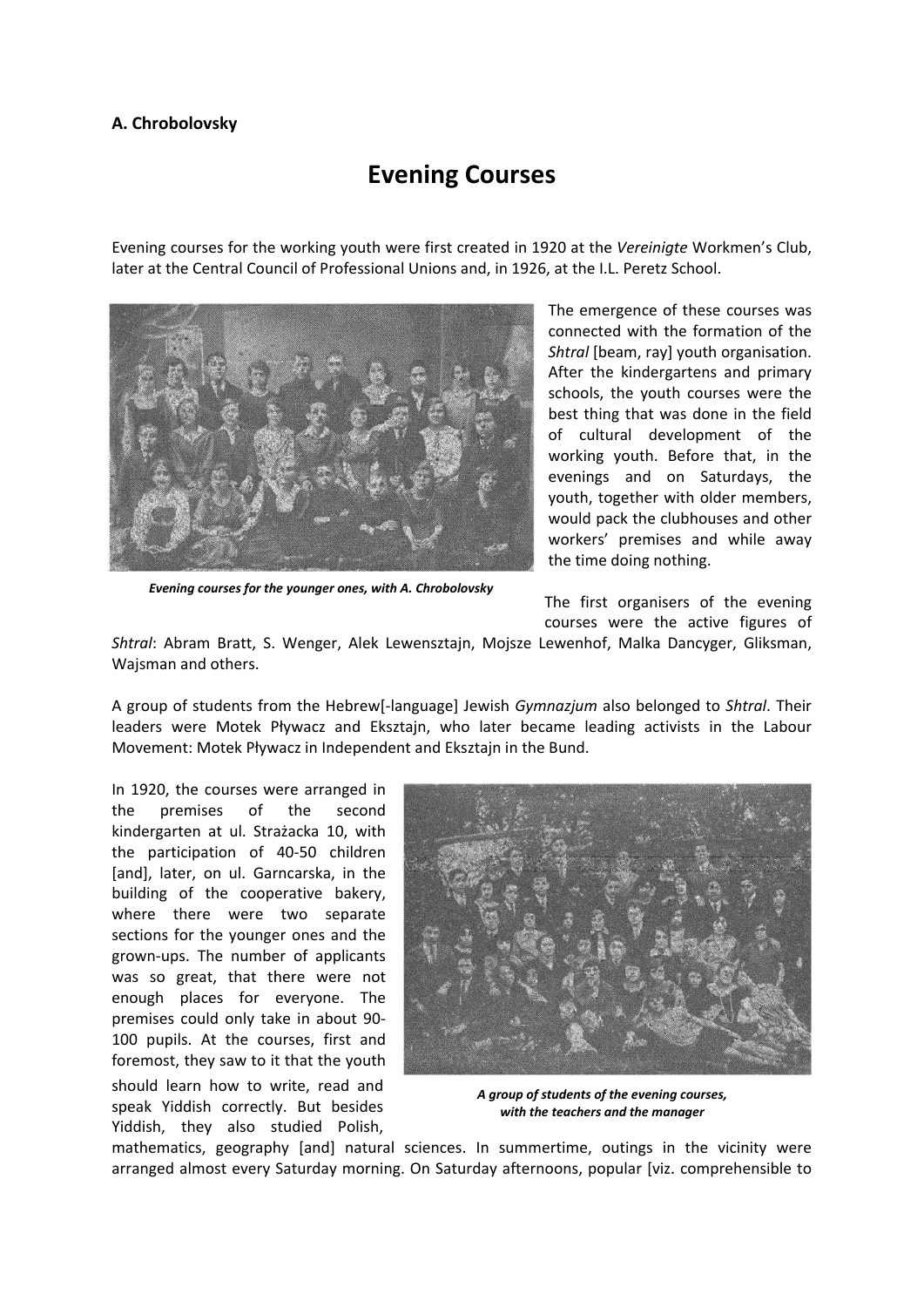**A. Chrobolovsky**

# Evening Courses

Evening courses for the working youth were first created in 1920 at the *Vereinigte* Workmen's Club, later at the Central Council of Professional Unions and, in 1926, at the I.L. Peretz School.

*Evening courses for the younger ones, with A. Chrobolovsky*

The emergence of these courses was connected with the formation of the *Shtral* [beam, ray] youth organisation. After the kindergartens and primary schools, the youth courses were the best thing that was done in the field of cultural development of the working youth. Before that, in the evenings and on Saturdays, the youth, together with older members, would pack the clubhouses and other workers' premises and while away the time doing nothing.

The first organisers of the evening courses were the active figures of *Shtral*: Abram Bratt, S. Wenger, Alek Lewensztajn, Mojsze Lewenhof, Malka Dancyger, Gliksman, Wajsman and others.

A group of students from the Hebrew[-language] Jewish *Gymnazjum* also belonged to *Shtral*. Their leaders were Motek Pływacz and Eksztajn, who later became leading activists in the Labour Movement: Motek Pływacz in Independent and Eksztajn in the Bund.

*A group of students of the evening courses, with the teachers and the manager*

In 1920, the courses were arranged in the premises of the second kindergarten at ul. Strażacka 10, with the participation of 40-50 children [and], later, on ul. Garncarska, in the building of the cooperative bakery, where there were two separate sections for the younger ones and the grown-ups. The number of applicants was so great, that there were not enough places for everyone. The premises could only take in about 90-100 pupils. At the courses, first and foremost, they saw to it that the youth should learn how to write, read and speak Yiddish correctly. But besides Yiddish, they also studied Polish, mathematics, geography [and] natural sciences. In summertime, outings in the vicinity were arranged almost every Saturday morning. On Saturday afternoons, popular [viz. comprehensible to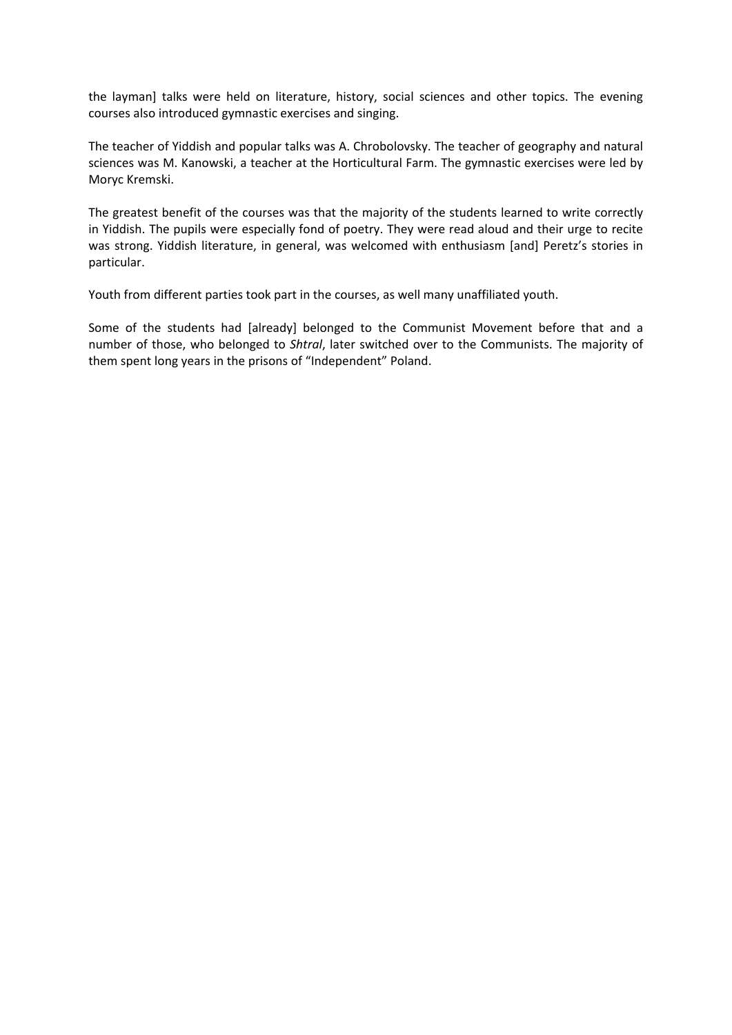the layman] talks were held on literature, history, social sciences and other topics. The evening courses also introduced gymnastic exercises and singing.

The teacher of Yiddish and popular talks was A. Chrobolovsky. The teacher of geography and natural sciences was M. Kanowski, a teacher at the Horticultural Farm. The gymnastic exercises were led by Moryc Kremski.

The greatest benefit of the courses was that the majority of the students learned to write correctly in Yiddish. The pupils were especially fond of poetry. They were read aloud and their urge to recite was strong. Yiddish literature, in general, was welcomed with enthusiasm [and] Peretz's stories in particular.

Youth from different parties took part in the courses, as well many unaffiliated youth.

Some of the students had [already] belonged to the Communist Movement before that and a number of those, who belonged to *Shtral*, later switched over to the Communists. The majority of them spent long years in the prisons of "Independent" Poland.